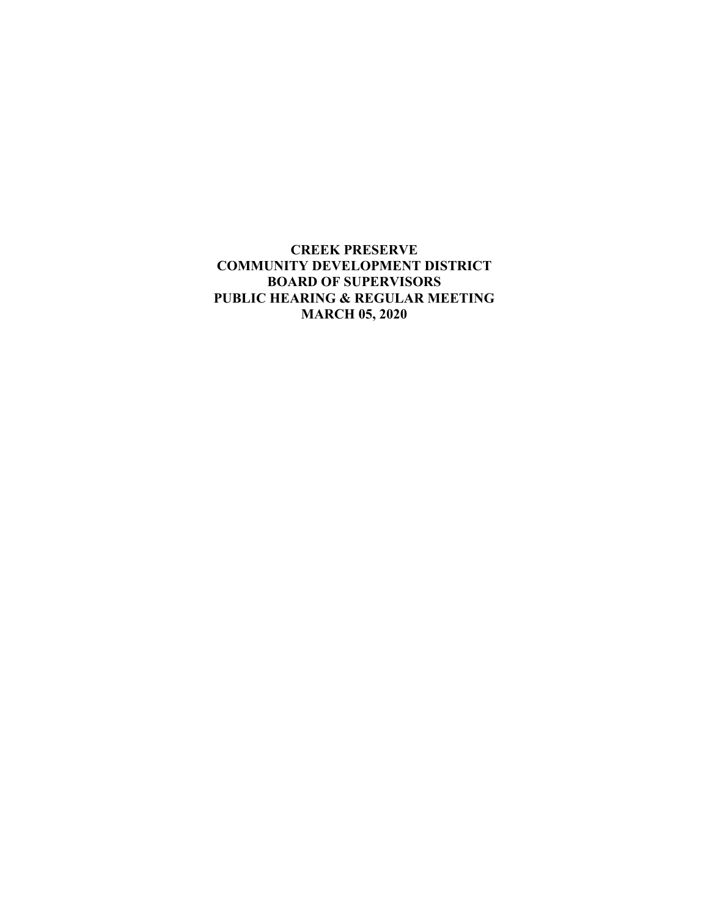**CREEK PRESERVE**
**COMMUNITY DEVELOPMENT DISTRICT**
**BOARD OF SUPERVISORS**
**PUBLIC HEARING & REGULAR MEETING**
**MARCH 05, 2020**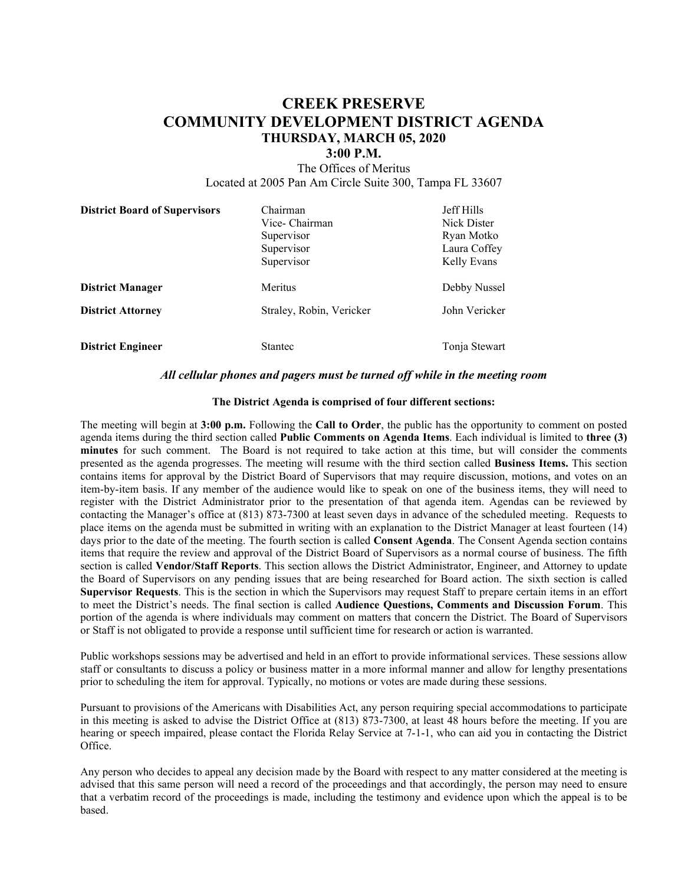# CREEK PRESERVE
# COMMUNITY DEVELOPMENT DISTRICT AGENDA
## THURSDAY, MARCH 05, 2020
## 3:00 P.M.

The Offices of Meritus
Located at 2005 Pan Am Circle Suite 300, Tampa FL 33607

| | | |
|---|---|---|
| **District Board of Supervisors** | Chairman | Jeff Hills |
| | Vice- Chairman | Nick Dister |
| | Supervisor | Ryan Motko |
| | Supervisor | Laura Coffey |
| | Supervisor | Kelly Evans |
| **District Manager** | Meritus | Debby Nussel |
| **District Attorney** | Straley, Robin, Vericker | John Vericker |
| **District Engineer** | Stantec | Tonja Stewart |

***All cellular phones and pagers must be turned off while in the meeting room***

**The District Agenda is comprised of four different sections:**

The meeting will begin at **3:00 p.m.** Following the **Call to Order**, the public has the opportunity to comment on posted agenda items during the third section called **Public Comments on Agenda Items**. Each individual is limited to **three (3) minutes** for such comment. The Board is not required to take action at this time, but will consider the comments presented as the agenda progresses. The meeting will resume with the third section called **Business Items.** This section contains items for approval by the District Board of Supervisors that may require discussion, motions, and votes on an item-by-item basis. If any member of the audience would like to speak on one of the business items, they will need to register with the District Administrator prior to the presentation of that agenda item. Agendas can be reviewed by contacting the Manager's office at (813) 873-7300 at least seven days in advance of the scheduled meeting. Requests to place items on the agenda must be submitted in writing with an explanation to the District Manager at least fourteen (14) days prior to the date of the meeting. The fourth section is called **Consent Agenda**. The Consent Agenda section contains items that require the review and approval of the District Board of Supervisors as a normal course of business. The fifth section is called **Vendor/Staff Reports**. This section allows the District Administrator, Engineer, and Attorney to update the Board of Supervisors on any pending issues that are being researched for Board action. The sixth section is called **Supervisor Requests**. This is the section in which the Supervisors may request Staff to prepare certain items in an effort to meet the District's needs. The final section is called **Audience Questions, Comments and Discussion Forum**. This portion of the agenda is where individuals may comment on matters that concern the District. The Board of Supervisors or Staff is not obligated to provide a response until sufficient time for research or action is warranted.

Public workshops sessions may be advertised and held in an effort to provide informational services. These sessions allow staff or consultants to discuss a policy or business matter in a more informal manner and allow for lengthy presentations prior to scheduling the item for approval. Typically, no motions or votes are made during these sessions.

Pursuant to provisions of the Americans with Disabilities Act, any person requiring special accommodations to participate in this meeting is asked to advise the District Office at (813) 873-7300, at least 48 hours before the meeting. If you are hearing or speech impaired, please contact the Florida Relay Service at 7-1-1, who can aid you in contacting the District Office.

Any person who decides to appeal any decision made by the Board with respect to any matter considered at the meeting is advised that this same person will need a record of the proceedings and that accordingly, the person may need to ensure that a verbatim record of the proceedings is made, including the testimony and evidence upon which the appeal is to be based.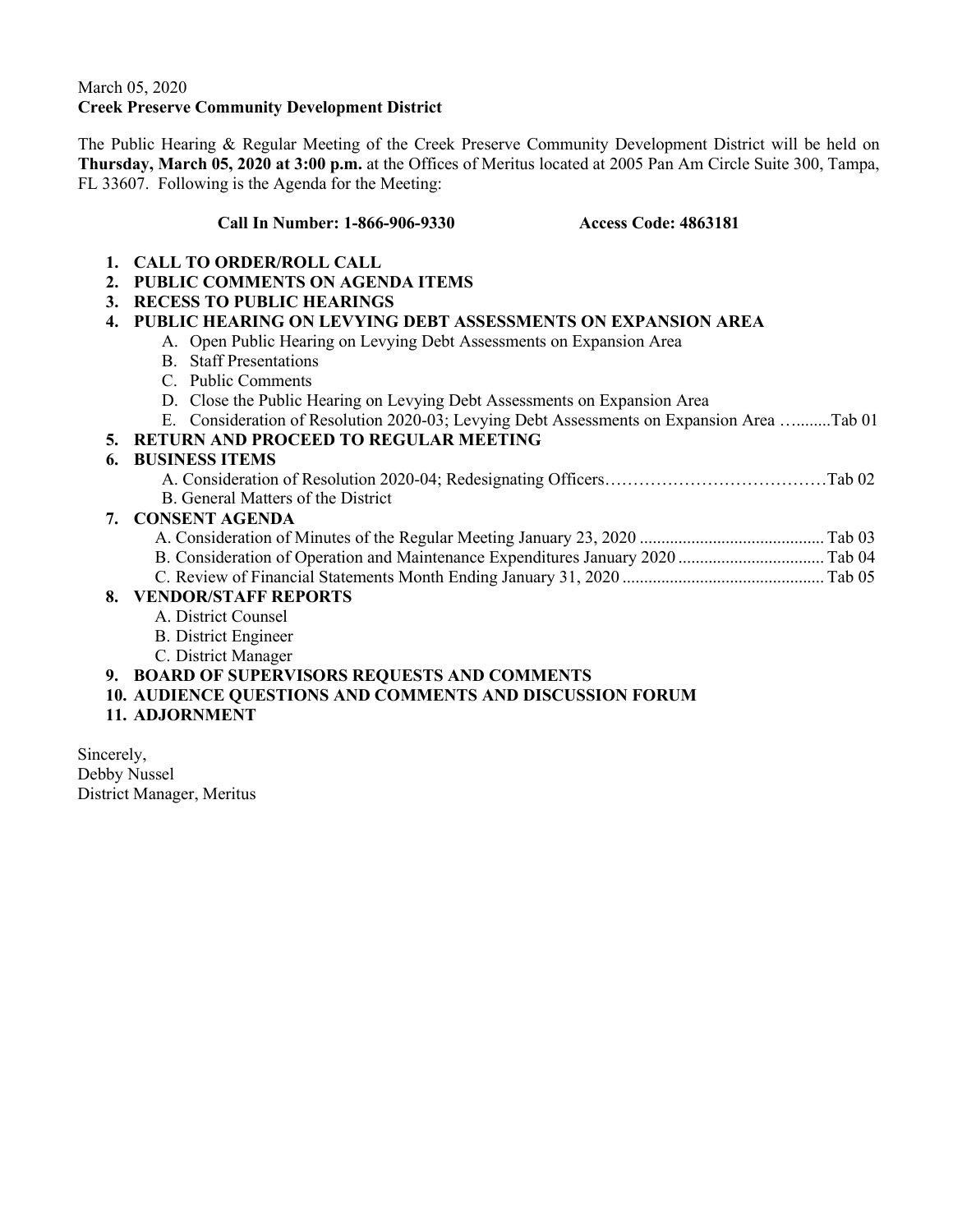March 05, 2020
**Creek Preserve Community Development District**

The Public Hearing & Regular Meeting of the Creek Preserve Community Development District will be held on **Thursday, March 05, 2020 at 3:00 p.m.** at the Offices of Meritus located at 2005 Pan Am Circle Suite 300, Tampa, FL 33607. Following is the Agenda for the Meeting:

**Call In Number: 1-866-906-9330 Access Code: 4863181**

1. **CALL TO ORDER/ROLL CALL**
2. **PUBLIC COMMENTS ON AGENDA ITEMS**
3. **RECESS TO PUBLIC HEARINGS**
4. **PUBLIC HEARING ON LEVYING DEBT ASSESSMENTS ON EXPANSION AREA**
   - A. Open Public Hearing on Levying Debt Assessments on Expansion Area
   - B. Staff Presentations
   - C. Public Comments
   - D. Close the Public Hearing on Levying Debt Assessments on Expansion Area
   - E. Consideration of Resolution 2020-03; Levying Debt Assessments on Expansion Area ….........Tab 01
5. **RETURN AND PROCEED TO REGULAR MEETING**
6. **BUSINESS ITEMS**
   - A. Consideration of Resolution 2020-04; Redesignating Officers…………………………………Tab 02
   - B. General Matters of the District
7. **CONSENT AGENDA**
   - A. Consideration of Minutes of the Regular Meeting January 23, 2020 .......................................... Tab 03
   - B. Consideration of Operation and Maintenance Expenditures January 2020 ................................. Tab 04
   - C. Review of Financial Statements Month Ending January 31, 2020 .............................................. Tab 05
8. **VENDOR/STAFF REPORTS**
   - A. District Counsel
   - B. District Engineer
   - C. District Manager
9. **BOARD OF SUPERVISORS REQUESTS AND COMMENTS**
10. **AUDIENCE QUESTIONS AND COMMENTS AND DISCUSSION FORUM**
11. **ADJOURNMENT**

Sincerely,
Debby Nussel
District Manager, Meritus